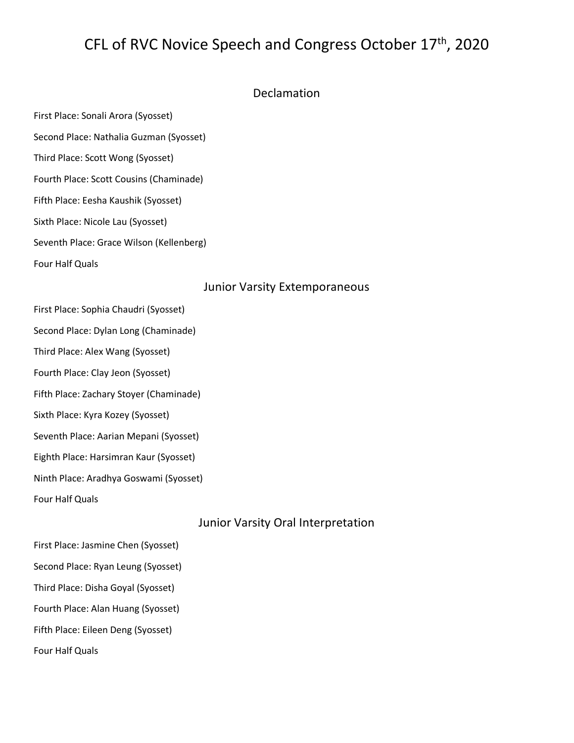# CFL of RVC Novice Speech and Congress October 17th, 2020

## Declamation

First Place: Sonali Arora (Syosset)

Second Place: Nathalia Guzman (Syosset)

Third Place: Scott Wong (Syosset)

Fourth Place: Scott Cousins (Chaminade)

Fifth Place: Eesha Kaushik (Syosset)

Sixth Place: Nicole Lau (Syosset)

Seventh Place: Grace Wilson (Kellenberg)

Four Half Quals

## Junior Varsity Extemporaneous

First Place: Sophia Chaudri (Syosset)

Second Place: Dylan Long (Chaminade)

Third Place: Alex Wang (Syosset)

Fourth Place: Clay Jeon (Syosset)

Fifth Place: Zachary Stoyer (Chaminade)

Sixth Place: Kyra Kozey (Syosset)

Seventh Place: Aarian Mepani (Syosset)

Eighth Place: Harsimran Kaur (Syosset)

Ninth Place: Aradhya Goswami (Syosset)

Four Half Quals

## Junior Varsity Oral Interpretation

First Place: Jasmine Chen (Syosset)

Second Place: Ryan Leung (Syosset)

Third Place: Disha Goyal (Syosset)

Fourth Place: Alan Huang (Syosset)

Fifth Place: Eileen Deng (Syosset)

Four Half Quals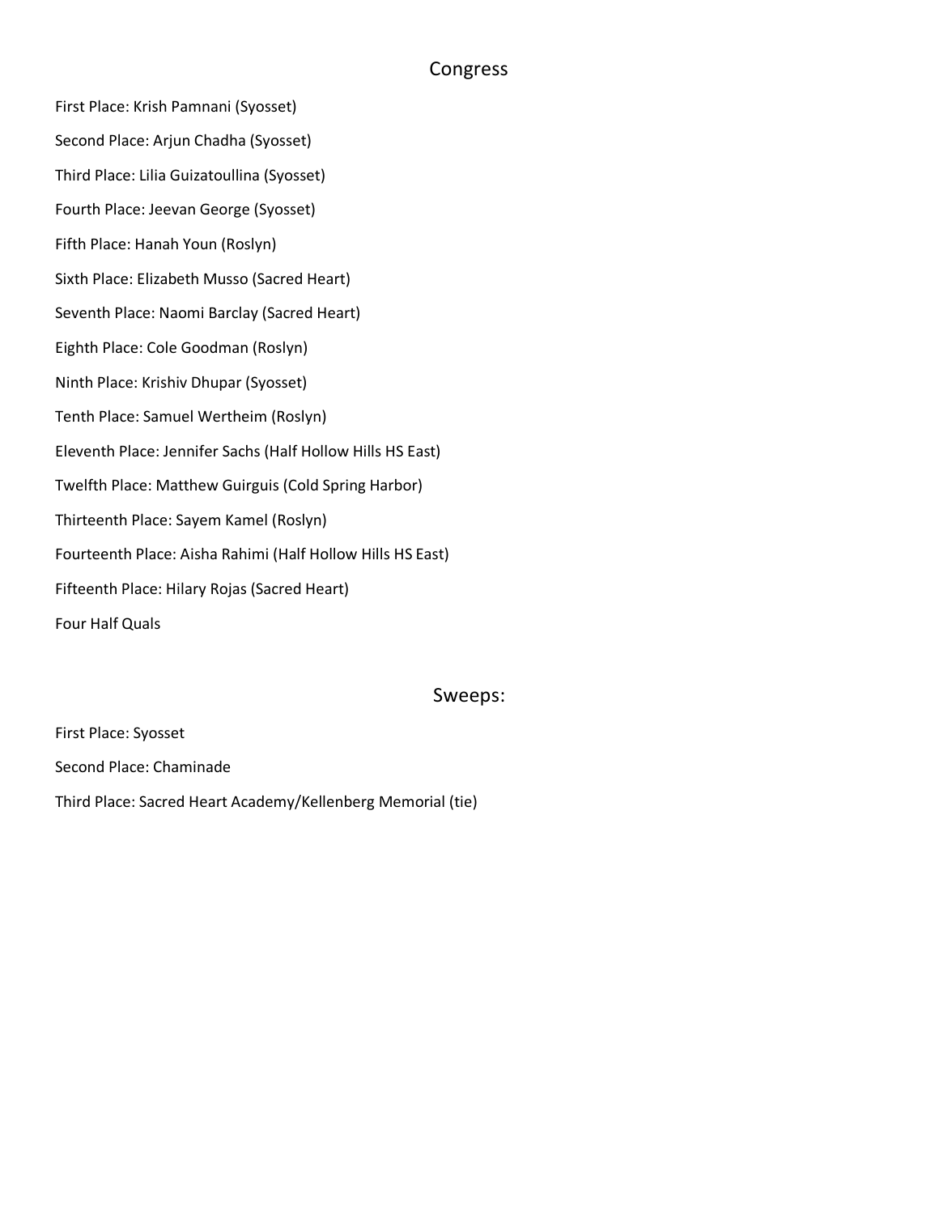## Congress

First Place: Krish Pamnani (Syosset)

Second Place: Arjun Chadha (Syosset)

Third Place: Lilia Guizatoullina (Syosset)

Fourth Place: Jeevan George (Syosset)

Fifth Place: Hanah Youn (Roslyn)

Sixth Place: Elizabeth Musso (Sacred Heart)

Seventh Place: Naomi Barclay (Sacred Heart)

Eighth Place: Cole Goodman (Roslyn)

Ninth Place: Krishiv Dhupar (Syosset)

Tenth Place: Samuel Wertheim (Roslyn)

Eleventh Place: Jennifer Sachs (Half Hollow Hills HS East)

Twelfth Place: Matthew Guirguis (Cold Spring Harbor)

Thirteenth Place: Sayem Kamel (Roslyn)

Fourteenth Place: Aisha Rahimi (Half Hollow Hills HS East)

Fifteenth Place: Hilary Rojas (Sacred Heart)

Four Half Quals

## Sweeps:

First Place: Syosset

Second Place: Chaminade

Third Place: Sacred Heart Academy/Kellenberg Memorial (tie)